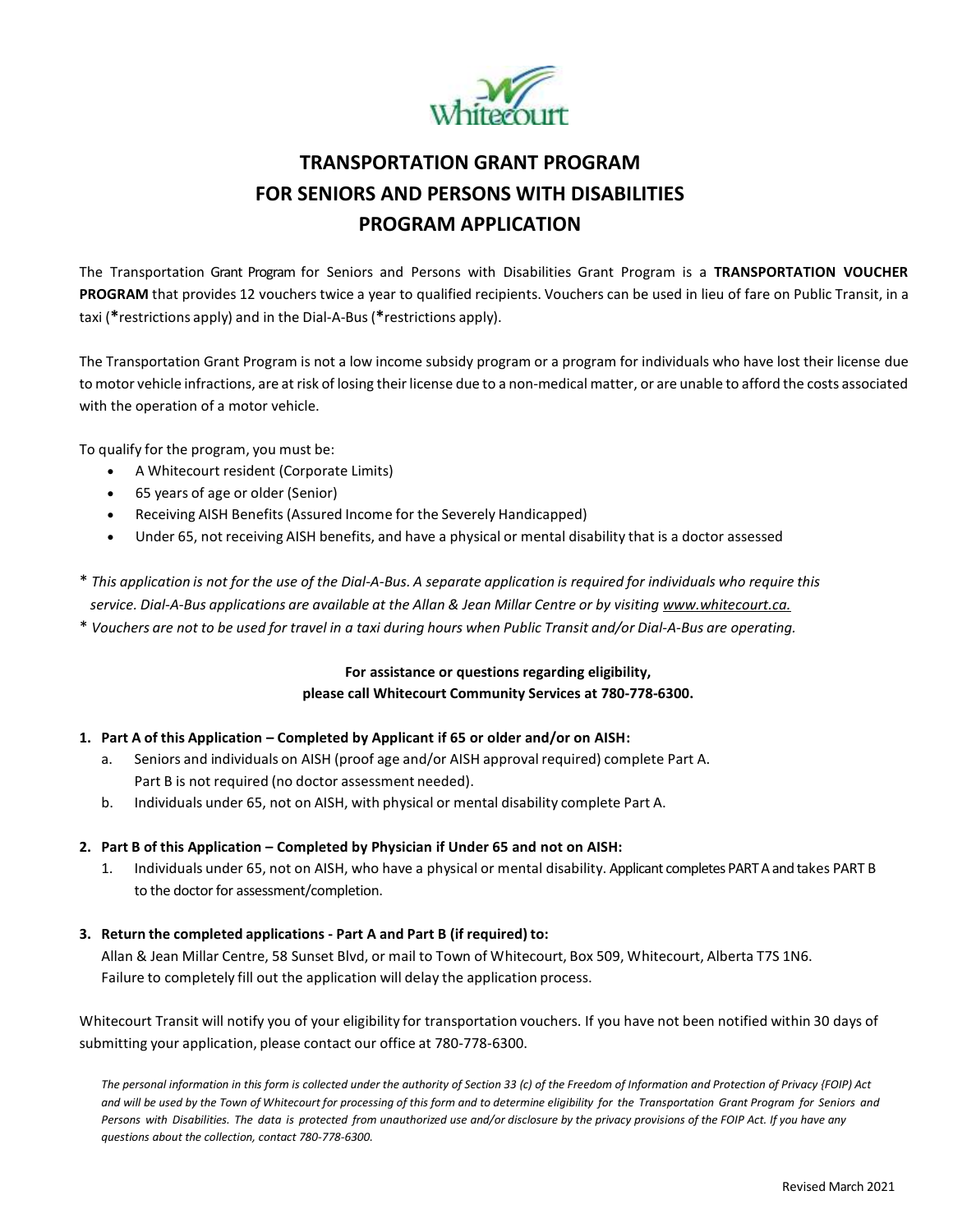# TRANSPORTATION GRANT PROGRAM
# FOR SENIORS AND PERSONS WITH DISABILITIES
# PROGRAM APPLICATION

The Transportation Grant Program for Seniors and Persons with Disabilities Grant Program is a **TRANSPORTATION VOUCHER PROGRAM** that provides 12 vouchers twice a year to qualified recipients. Vouchers can be used in lieu of fare on Public Transit, in a taxi (**\***restrictions apply) and in the Dial-A-Bus (**\***restrictions apply).

The Transportation Grant Program is not a low income subsidy program or a program for individuals who have lost their license due to motor vehicle infractions, are at risk of losing their license due to a non-medical matter, or are unable to afford the costs associated with the operation of a motor vehicle.

To qualify for the program, you must be:

- A Whitecourt resident (Corporate Limits)
- 65 years of age or older (Senior)
- Receiving AISH Benefits (Assured Income for the Severely Handicapped)
- Under 65, not receiving AISH benefits, and have a physical or mental disability that is a doctor assessed

\* *This application is not for the use of the Dial-A-Bus. A separate application is required for individuals who require this service. Dial-A-Bus applications are available at the Allan & Jean Millar Centre or by visiting www.whitecourt.ca.*

\* *Vouchers are not to be used for travel in a taxi during hours when Public Transit and/or Dial-A-Bus are operating.*

**For assistance or questions regarding eligibility, please call Whitecourt Community Services at 780-778-6300.**

1. **Part A of this Application – Completed by Applicant if 65 or older and/or on AISH:**
   a. Seniors and individuals on AISH (proof age and/or AISH approval required) complete Part A. Part B is not required (no doctor assessment needed).
   b. Individuals under 65, not on AISH, with physical or mental disability complete Part A.

2. **Part B of this Application – Completed by Physician if Under 65 and not on AISH:**
   1. Individuals under 65, not on AISH, who have a physical or mental disability. Applicant completes PART A and takes PART B to the doctor for assessment/completion.

3. **Return the completed applications - Part A and Part B (if required) to:**
   Allan & Jean Millar Centre, 58 Sunset Blvd, or mail to Town of Whitecourt, Box 509, Whitecourt, Alberta T7S 1N6.
   Failure to completely fill out the application will delay the application process.

Whitecourt Transit will notify you of your eligibility for transportation vouchers. If you have not been notified within 30 days of submitting your application, please contact our office at 780-778-6300.

*The personal information in this form is collected under the authority of Section 33 (c) of the Freedom of Information and Protection of Privacy {FOIP) Act and will be used by the Town of Whitecourt for processing of this form and to determine eligibility for the Transportation Grant Program for Seniors and Persons with Disabilities. The data is protected from unauthorized use and/or disclosure by the privacy provisions of the FOIP Act. If you have any questions about the collection, contact 780-778-6300.*

Revised March 2021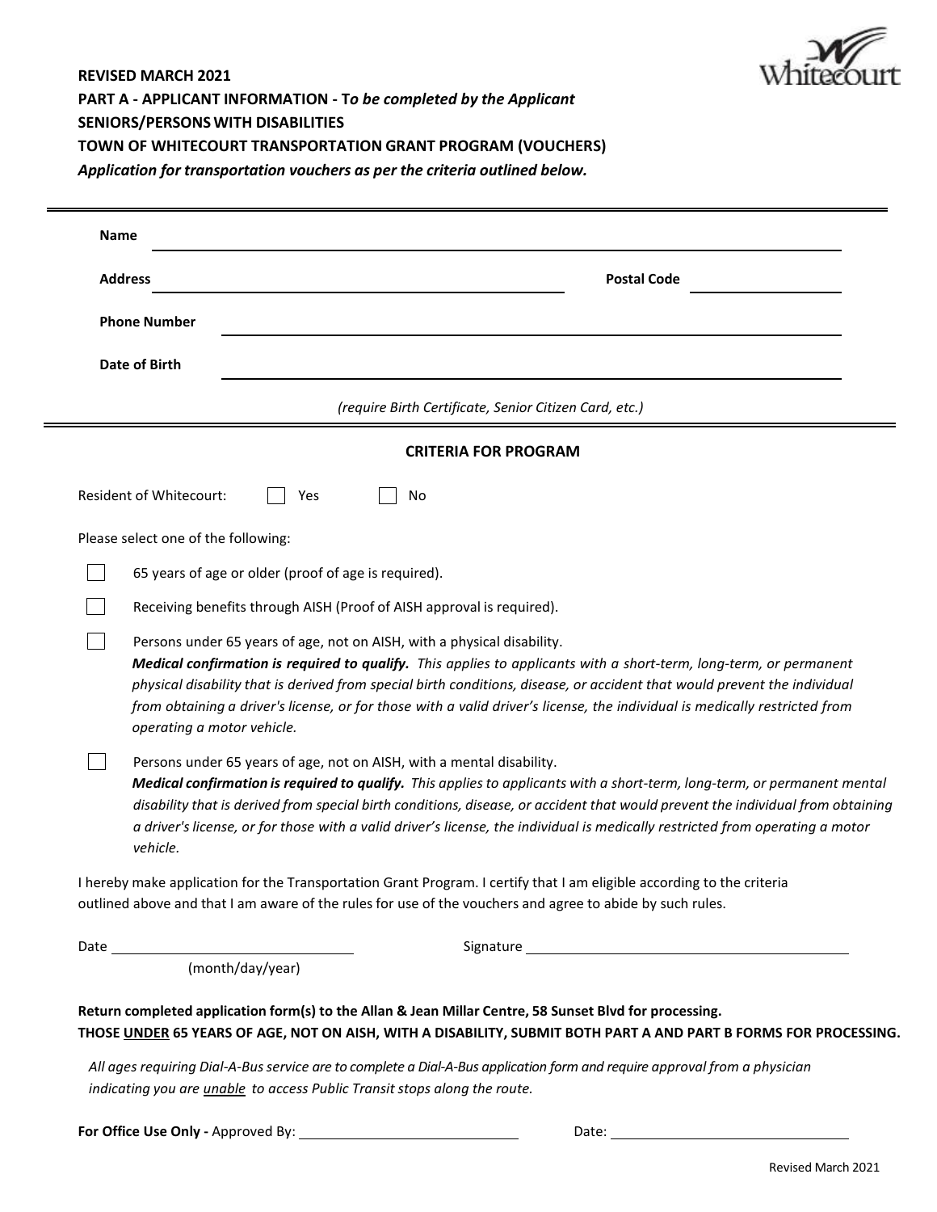**REVISED MARCH 2021**

**PART A - APPLICANT INFORMATION - T*o be completed by the Applicant***

**SENIORS/PERSONS WITH DISABILITIES**

**TOWN OF WHITECOURT TRANSPORTATION GRANT PROGRAM (VOUCHERS)**

***Application for transportation vouchers as per the criteria outlined below.***

---

**Name** ______________________________________________

**Address** ______________________________ **Postal Code** ______________

**Phone Number** ______________________________________________

**Date of Birth** ______________________________________________

*(require Birth Certificate, Senior Citizen Card, etc.)*

---

**CRITERIA FOR PROGRAM**

Resident of Whitecourt: ☐ Yes ☐ No

Please select one of the following:

☐ 65 years of age or older (proof of age is required).

☐ Receiving benefits through AISH (Proof of AISH approval is required).

☐ Persons under 65 years of age, not on AISH, with a physical disability.
***Medical confirmation is required to qualify.*** *This applies to applicants with a short-term, long-term, or permanent physical disability that is derived from special birth conditions, disease, or accident that would prevent the individual from obtaining a driver's license, or for those with a valid driver's license, the individual is medically restricted from operating a motor vehicle.*

☐ Persons under 65 years of age, not on AISH, with a mental disability.
***Medical confirmation is required to qualify.*** *This applies to applicants with a short-term, long-term, or permanent mental disability that is derived from special birth conditions, disease, or accident that would prevent the individual from obtaining a driver's license, or for those with a valid driver's license, the individual is medically restricted from operating a motor vehicle.*

I hereby make application for the Transportation Grant Program. I certify that I am eligible according to the criteria outlined above and that I am aware of the rules for use of the vouchers and agree to abide by such rules.

Date ______________________ Signature ______________________________
(month/day/year)

**Return completed application form(s) to the Allan & Jean Millar Centre, 58 Sunset Blvd for processing.**
**THOSE UNDER 65 YEARS OF AGE, NOT ON AISH, WITH A DISABILITY, SUBMIT BOTH PART A AND PART B FORMS FOR PROCESSING.**

*All ages requiring Dial-A-Bus service are to complete a Dial-A-Bus application form and require approval from a physician indicating you are unable to access Public Transit stops along the route.*

**For Office Use Only -** Approved By: ______________________ Date: ______________________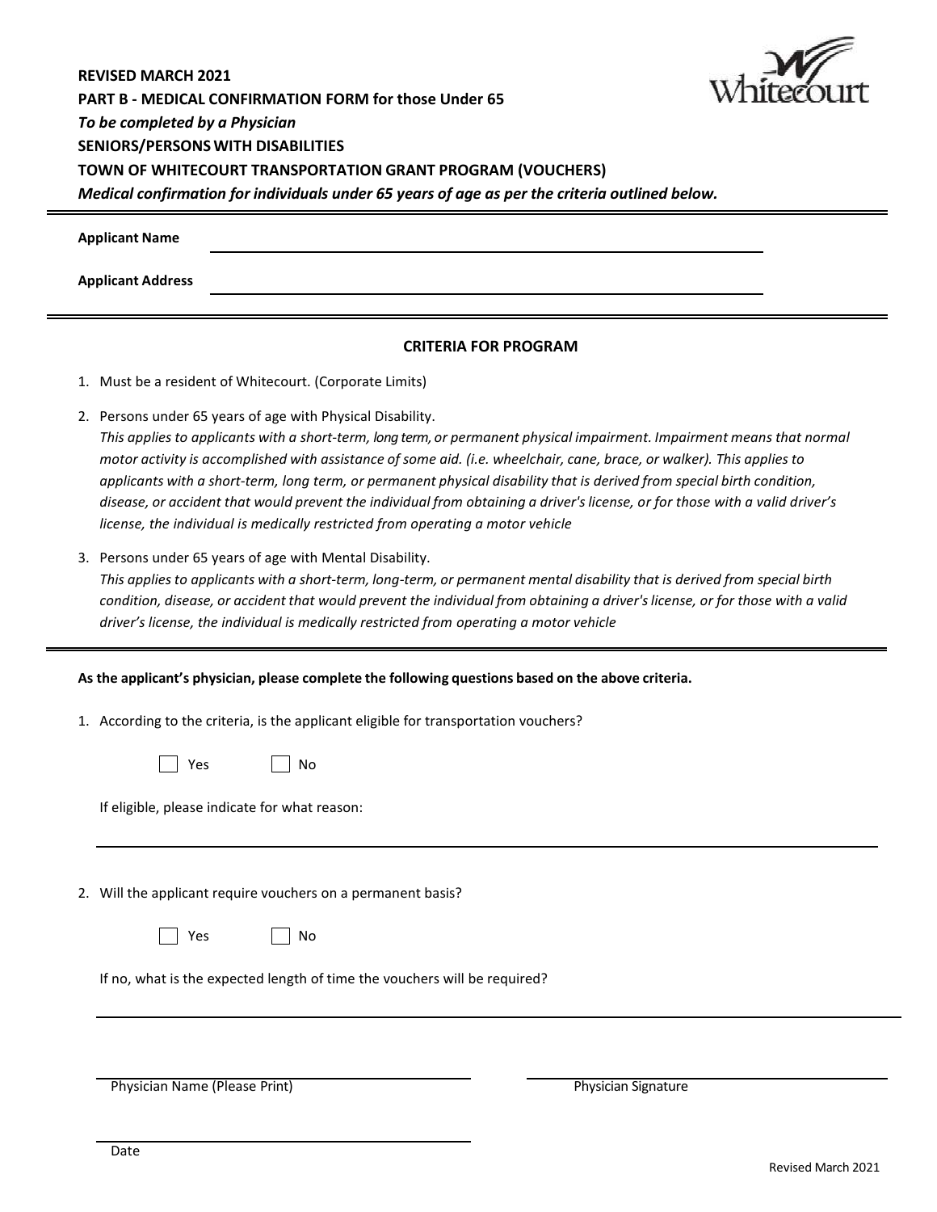**REVISED MARCH 2021**

**PART B - MEDICAL CONFIRMATION FORM for those Under 65**

***To be completed by a Physician***

**SENIORS/PERSONS WITH DISABILITIES**

**TOWN OF WHITECOURT TRANSPORTATION GRANT PROGRAM (VOUCHERS)**

***Medical confirmation for individuals under 65 years of age as per the criteria outlined below.***

---

**Applicant Name** \_\_\_\_\_\_\_\_\_\_\_\_\_\_\_\_\_\_\_\_\_\_\_\_\_\_\_\_\_\_\_\_\_\_\_\_\_\_\_\_

**Applicant Address** \_\_\_\_\_\_\_\_\_\_\_\_\_\_\_\_\_\_\_\_\_\_\_\_\_\_\_\_\_\_\_\_\_\_\_\_\_\_\_\_

---

**CRITERIA FOR PROGRAM**

1. Must be a resident of Whitecourt. (Corporate Limits)
2. Persons under 65 years of age with Physical Disability.
   *This applies to applicants with a short-term, long term, or permanent physical impairment. Impairment means that normal motor activity is accomplished with assistance of some aid. (i.e. wheelchair, cane, brace, or walker). This applies to applicants with a short-term, long term, or permanent physical disability that is derived from special birth condition, disease, or accident that would prevent the individual from obtaining a driver's license, or for those with a valid driver's license, the individual is medically restricted from operating a motor vehicle*
3. Persons under 65 years of age with Mental Disability.
   *This applies to applicants with a short-term, long-term, or permanent mental disability that is derived from special birth condition, disease, or accident that would prevent the individual from obtaining a driver's license, or for those with a valid driver's license, the individual is medically restricted from operating a motor vehicle*

---

**As the applicant's physician, please complete the following questions based on the above criteria.**

1. According to the criteria, is the applicant eligible for transportation vouchers?

   ☐ Yes ☐ No

   If eligible, please indicate for what reason:

   \_\_\_\_\_\_\_\_\_\_\_\_\_\_\_\_\_\_\_\_\_\_\_\_\_\_\_\_\_\_\_\_\_\_\_\_\_\_\_\_\_\_\_\_\_\_\_\_\_\_\_\_\_\_

2. Will the applicant require vouchers on a permanent basis?

   ☐ Yes ☐ No

   If no, what is the expected length of time the vouchers will be required?

   \_\_\_\_\_\_\_\_\_\_\_\_\_\_\_\_\_\_\_\_\_\_\_\_\_\_\_\_\_\_\_\_\_\_\_\_\_\_\_\_\_\_\_\_\_\_\_\_\_\_\_\_\_\_

\_\_\_\_\_\_\_\_\_\_\_\_\_\_\_\_\_\_\_\_\_\_\_\_\_\_\_\_\_\_ \_\_\_\_\_\_\_\_\_\_\_\_\_\_\_\_\_\_\_\_\_\_\_\_\_\_\_\_\_\_

Physician Name (Please Print) Physician Signature

\_\_\_\_\_\_\_\_\_\_\_\_\_\_\_\_\_\_\_\_\_\_\_\_\_\_\_\_\_\_

Date

Revised March 2021